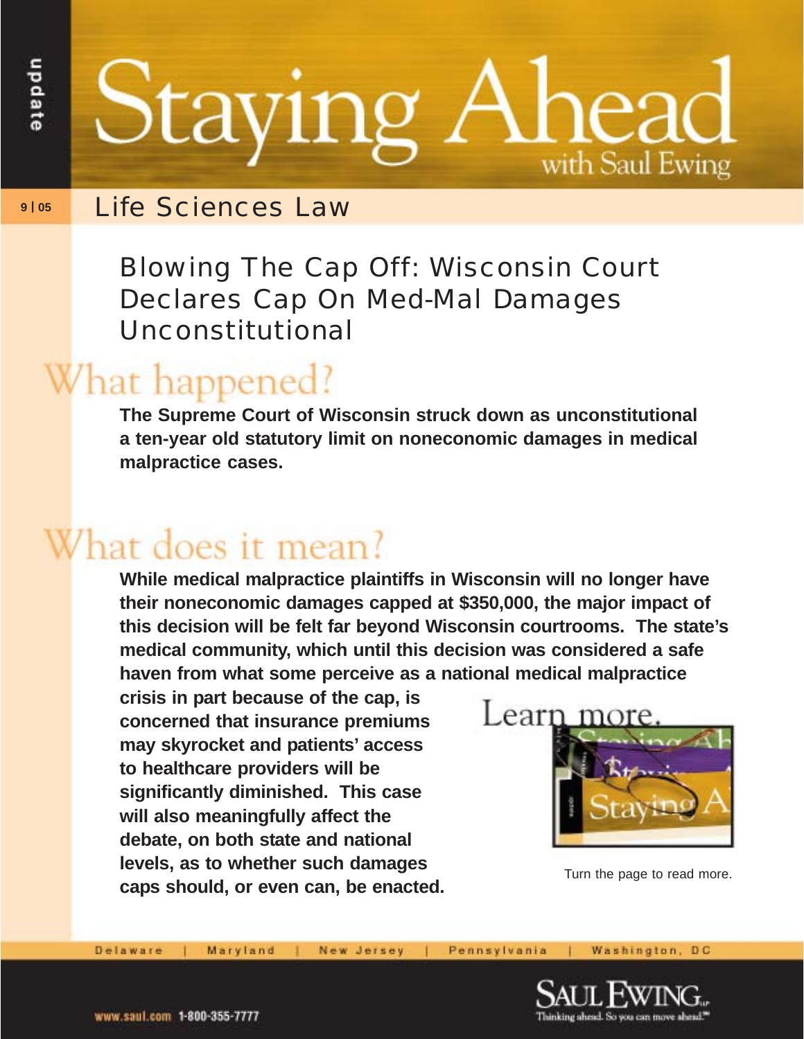# Staying Ahead

with Saul Ewing

update

9 | 05

## Life Sciences Law

### Blowing The Cap Off: Wisconsin Court Declares Cap On Med-Mal Damages Unconstitutional

## What happened?

**The Supreme Court of Wisconsin struck down as unconstitutional a ten-year old statutory limit on noneconomic damages in medical malpractice cases.**

## What does it mean?

**While medical malpractice plaintiffs in Wisconsin will no longer have their noneconomic damages capped at $350,000, the major impact of this decision will be felt far beyond Wisconsin courtrooms. The state's medical community, which until this decision was considered a safe haven from what some perceive as a national medical malpractice crisis in part because of the cap, is concerned that insurance premiums may skyrocket and patients' access to healthcare providers will be significantly diminished. This case will also meaningfully affect the debate, on both state and national levels, as to whether such damages caps should, or even can, be enacted.**

Learn more.

Turn the page to read more.

Delaware | Maryland | New Jersey | Pennsylvania | Washington, DC

www.saul.com 1-800-355-7777

SAUL EWING LLP

Thinking ahead. So you can move ahead.℠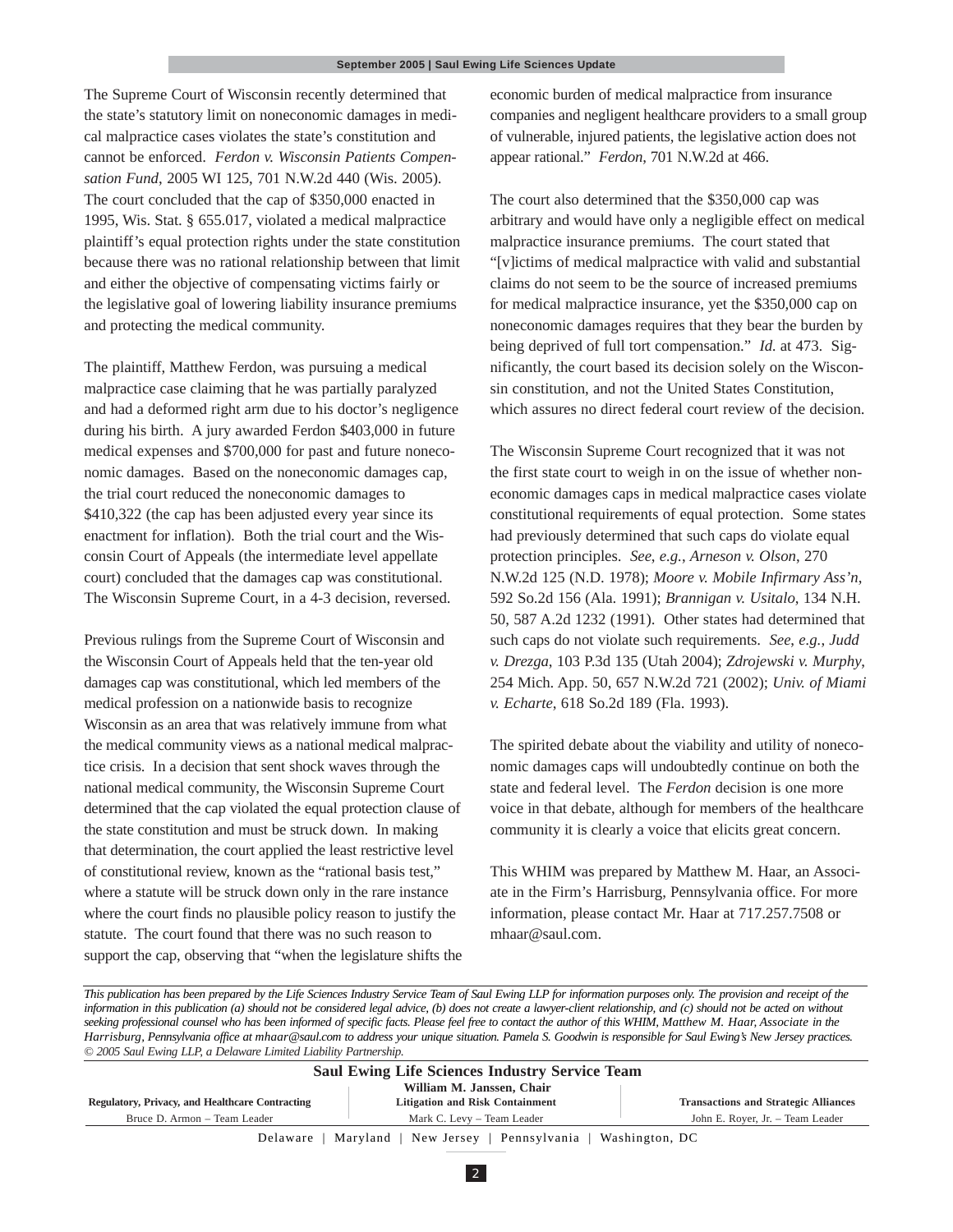The Supreme Court of Wisconsin recently determined that the state's statutory limit on noneconomic damages in medical malpractice cases violates the state's constitution and cannot be enforced. *Ferdon v. Wisconsin Patients Compensation Fund*, 2005 WI 125, 701 N.W.2d 440 (Wis. 2005). The court concluded that the cap of $350,000 enacted in 1995, Wis. Stat. § 655.017, violated a medical malpractice plaintiff's equal protection rights under the state constitution because there was no rational relationship between that limit and either the objective of compensating victims fairly or the legislative goal of lowering liability insurance premiums and protecting the medical community.

The plaintiff, Matthew Ferdon, was pursuing a medical malpractice case claiming that he was partially paralyzed and had a deformed right arm due to his doctor's negligence during his birth. A jury awarded Ferdon $403,000 in future medical expenses and $700,000 for past and future noneconomic damages. Based on the noneconomic damages cap, the trial court reduced the noneconomic damages to $410,322 (the cap has been adjusted every year since its enactment for inflation). Both the trial court and the Wisconsin Court of Appeals (the intermediate level appellate court) concluded that the damages cap was constitutional. The Wisconsin Supreme Court, in a 4-3 decision, reversed.

Previous rulings from the Supreme Court of Wisconsin and the Wisconsin Court of Appeals held that the ten-year old damages cap was constitutional, which led members of the medical profession on a nationwide basis to recognize Wisconsin as an area that was relatively immune from what the medical community views as a national medical malpractice crisis. In a decision that sent shock waves through the national medical community, the Wisconsin Supreme Court determined that the cap violated the equal protection clause of the state constitution and must be struck down. In making that determination, the court applied the least restrictive level of constitutional review, known as the "rational basis test," where a statute will be struck down only in the rare instance where the court finds no plausible policy reason to justify the statute. The court found that there was no such reason to support the cap, observing that "when the legislature shifts the economic burden of medical malpractice from insurance companies and negligent healthcare providers to a small group of vulnerable, injured patients, the legislative action does not appear rational." *Ferdon*, 701 N.W.2d at 466.

The court also determined that the $350,000 cap was arbitrary and would have only a negligible effect on medical malpractice insurance premiums. The court stated that "[v]ictims of medical malpractice with valid and substantial claims do not seem to be the source of increased premiums for medical malpractice insurance, yet the $350,000 cap on noneconomic damages requires that they bear the burden by being deprived of full tort compensation." *Id.* at 473. Significantly, the court based its decision solely on the Wisconsin constitution, and not the United States Constitution, which assures no direct federal court review of the decision.

The Wisconsin Supreme Court recognized that it was not the first state court to weigh in on the issue of whether noneconomic damages caps in medical malpractice cases violate constitutional requirements of equal protection. Some states had previously determined that such caps do violate equal protection principles. *See, e.g.*, *Arneson v. Olson*, 270 N.W.2d 125 (N.D. 1978); *Moore v. Mobile Infirmary Ass'n*, 592 So.2d 156 (Ala. 1991); *Brannigan v. Usitalo*, 134 N.H. 50, 587 A.2d 1232 (1991). Other states had determined that such caps do not violate such requirements. *See, e.g.*, *Judd v. Drezga*, 103 P.3d 135 (Utah 2004); *Zdrojewski v. Murphy*, 254 Mich. App. 50, 657 N.W.2d 721 (2002); *Univ. of Miami v. Echarte*, 618 So.2d 189 (Fla. 1993).

The spirited debate about the viability and utility of noneconomic damages caps will undoubtedly continue on both the state and federal level. The *Ferdon* decision is one more voice in that debate, although for members of the healthcare community it is clearly a voice that elicits great concern.

This WHIM was prepared by Matthew M. Haar, an Associate in the Firm's Harrisburg, Pennsylvania office. For more information, please contact Mr. Haar at 717.257.7508 or mhaar@saul.com.

---

*This publication has been prepared by the Life Sciences Industry Service Team of Saul Ewing LLP for information purposes only. The provision and receipt of the information in this publication (a) should not be considered legal advice, (b) does not create a lawyer-client relationship, and (c) should not be acted on without seeking professional counsel who has been informed of specific facts. Please feel free to contact the author of this WHIM, Matthew M. Haar, Associate in the Harrisburg, Pennsylvania office at mhaar@saul.com to address your unique situation. Pamela S. Goodwin is responsible for Saul Ewing's New Jersey practices. © 2005 Saul Ewing LLP, a Delaware Limited Liability Partnership.*

**Saul Ewing Life Sciences Industry Service Team**

**William M. Janssen, Chair**

| Regulatory, Privacy, and Healthcare Contracting | Litigation and Risk Containment | Transactions and Strategic Alliances |
| --- | --- | --- |
| Bruce D. Armon – Team Leader | Mark C. Levy – Team Leader | John E. Royer, Jr. – Team Leader |

Delaware | Maryland | New Jersey | Pennsylvania | Washington, DC